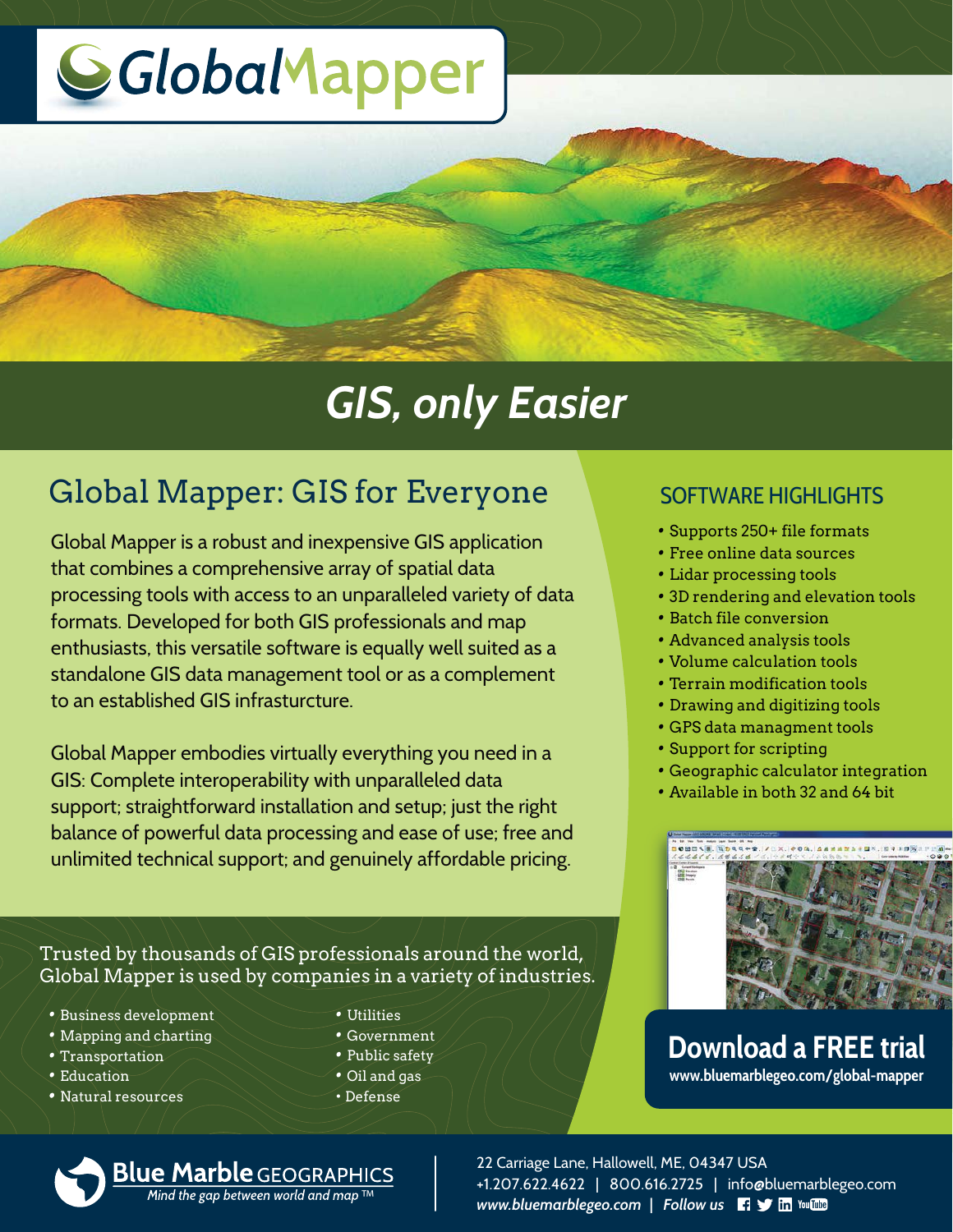# GlobalMapper

## GIS, only Easier

## Global Mapper: GIS for Everyone

Global Mapper is a robust and inexpensive GIS application that combines a comprehensive array of spatial data processing tools with access to an unparalleled variety of data formats. Developed for both GIS professionals and map enthusiasts, this versatile software is equally well suited as a standalone GIS data management tool or as a complement to an established GIS infrasturcture.

Global Mapper embodies virtually everything you need in a GIS: Complete interoperability with unparalleled data support; straightforward installation and setup; just the right balance of powerful data processing and ease of use; free and unlimited technical support; and genuinely affordable pricing.

Trusted by thousands of GIS professionals around the world, Global Mapper is used by companies in a variety of industries.

- Business development
- Mapping and charting
- Transportation
- Education
- Natural resources
- Utilities
- Government
- Public safety
- Oil and gas
- Defense

## SOFTWARE HIGHLIGHTS

- Supports 250+ file formats
- Free online data sources
- Lidar processing tools
- 3D rendering and elevation tools
- Batch file conversion
- Advanced analysis tools
- Volume calculation tools
- Terrain modification tools
- Drawing and digitizing tools
- GPS data managment tools
- Support for scripting
- Geographic calculator integration
- Available in both 32 and 64 bit

**Download a FREE trial**
**www.bluemarblegeo.com/global-mapper**

**Blue Marble** GEOGRAPHICS
*Mind the gap between world and map ™*

22 Carriage Lane, Hallowell, ME, 04347 USA
+1.207.622.4622 | 800.616.2725 | info@bluemarblegeo.com
*www.bluemarblegeo.com* | *Follow us*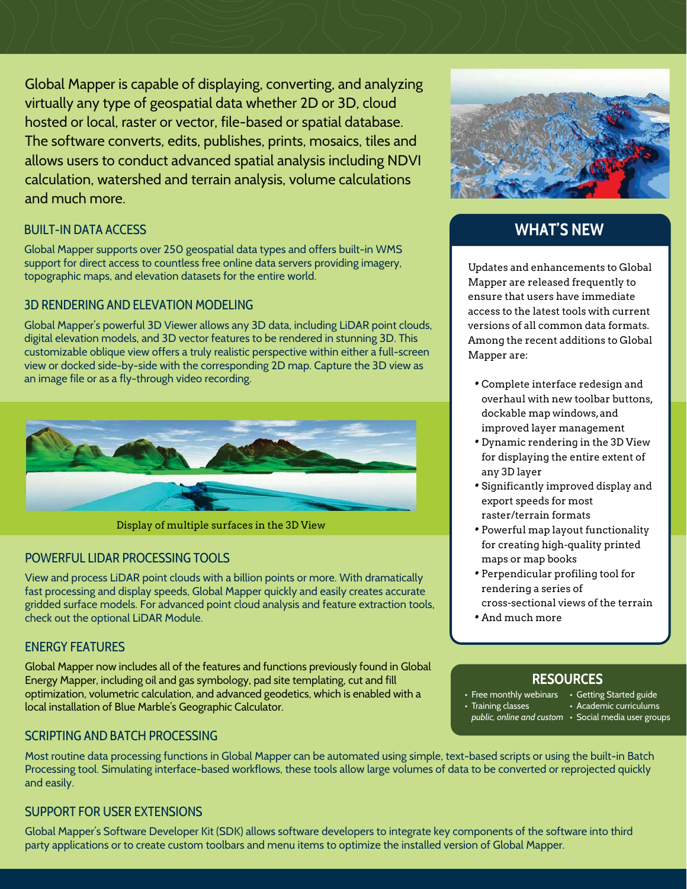Global Mapper is capable of displaying, converting, and analyzing virtually any type of geospatial data whether 2D or 3D, cloud hosted or local, raster or vector, file-based or spatial database. The software converts, edits, publishes, prints, mosaics, tiles and allows users to conduct advanced spatial analysis including NDVI calculation, watershed and terrain analysis, volume calculations and much more.

## BUILT-IN DATA ACCESS

Global Mapper supports over 250 geospatial data types and offers built-in WMS support for direct access to countless free online data servers providing imagery, topographic maps, and elevation datasets for the entire world.

## 3D RENDERING AND ELEVATION MODELING

Global Mapper's powerful 3D Viewer allows any 3D data, including LiDAR point clouds, digital elevation models, and 3D vector features to be rendered in stunning 3D. This customizable oblique view offers a truly realistic perspective within either a full-screen view or docked side-by-side with the corresponding 2D map. Capture the 3D view as an image file or as a fly-through video recording.

Display of multiple surfaces in the 3D View

## POWERFUL LIDAR PROCESSING TOOLS

View and process LiDAR point clouds with a billion points or more. With dramatically fast processing and display speeds, Global Mapper quickly and easily creates accurate gridded surface models. For advanced point cloud analysis and feature extraction tools, check out the optional LiDAR Module.

## ENERGY FEATURES

Global Mapper now includes all of the features and functions previously found in Global Energy Mapper, including oil and gas symbology, pad site templating, cut and fill optimization, volumetric calculation, and advanced geodetics, which is enabled with a local installation of Blue Marble's Geographic Calculator.

## SCRIPTING AND BATCH PROCESSING

Most routine data processing functions in Global Mapper can be automated using simple, text-based scripts or using the built-in Batch Processing tool. Simulating interface-based workflows, these tools allow large volumes of data to be converted or reprojected quickly and easily.

## SUPPORT FOR USER EXTENSIONS

Global Mapper's Software Developer Kit (SDK) allows software developers to integrate key components of the software into third party applications or to create custom toolbars and menu items to optimize the installed version of Global Mapper.

## WHAT'S NEW

Updates and enhancements to Global Mapper are released frequently to ensure that users have immediate access to the latest tools with current versions of all common data formats. Among the recent additions to Global Mapper are:

- Complete interface redesign and overhaul with new toolbar buttons, dockable map windows, and improved layer management
- Dynamic rendering in the 3D View for displaying the entire extent of any 3D layer
- Significantly improved display and export speeds for most raster/terrain formats
- Powerful map layout functionality for creating high-quality printed maps or map books
- Perpendicular profiling tool for rendering a series of cross-sectional views of the terrain
- And much more

## RESOURCES

- Free monthly webinars
- Training classes *public, online and custom*
- Getting Started guide
- Academic curriculums
- Social media user groups